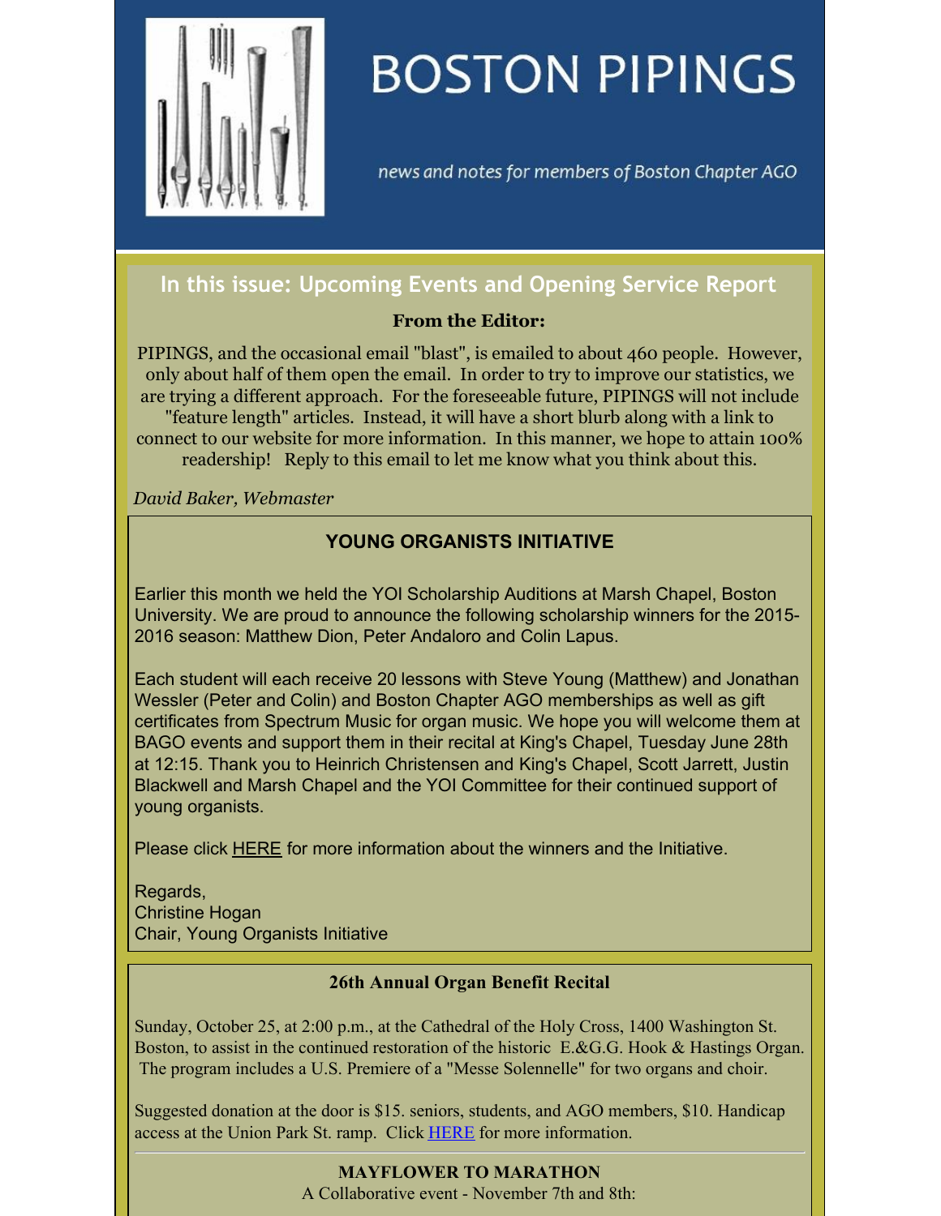# BOSTON PIPINGS

*news and notes for members of Boston Chapter AGO*

## In this issue: Upcoming Events and Opening Service Report

**From the Editor:**

PIPINGS, and the occasional email "blast", is emailed to about 460 people. However, only about half of them open the email. In order to try to improve our statistics, we are trying a different approach. For the foreseeable future, PIPINGS will not include "feature length" articles. Instead, it will have a short blurb along with a link to connect to our website for more information. In this manner, we hope to attain 100% readership! Reply to this email to let me know what you think about this.

*David Baker, Webmaster*

### YOUNG ORGANISTS INITIATIVE

Earlier this month we held the YOI Scholarship Auditions at Marsh Chapel, Boston University. We are proud to announce the following scholarship winners for the 2015-2016 season: Matthew Dion, Peter Andaloro and Colin Lapus.

Each student will each receive 20 lessons with Steve Young (Matthew) and Jonathan Wessler (Peter and Colin) and Boston Chapter AGO memberships as well as gift certificates from Spectrum Music for organ music. We hope you will welcome them at BAGO events and support them in their recital at King's Chapel, Tuesday June 28th at 12:15. Thank you to Heinrich Christensen and King's Chapel, Scott Jarrett, Justin Blackwell and Marsh Chapel and the YOI Committee for their continued support of young organists.

Please click HERE for more information about the winners and the Initiative.

Regards,
Christine Hogan
Chair, Young Organists Initiative

### 26th Annual Organ Benefit Recital

Sunday, October 25, at 2:00 p.m., at the Cathedral of the Holy Cross, 1400 Washington St. Boston, to assist in the continued restoration of the historic E.&G.G. Hook & Hastings Organ. The program includes a U.S. Premiere of a "Messe Solennelle" for two organs and choir.

Suggested donation at the door is $15. seniors, students, and AGO members, $10. Handicap access at the Union Park St. ramp. Click HERE for more information.

---

**MAYFLOWER TO MARATHON**

A Collaborative event - November 7th and 8th: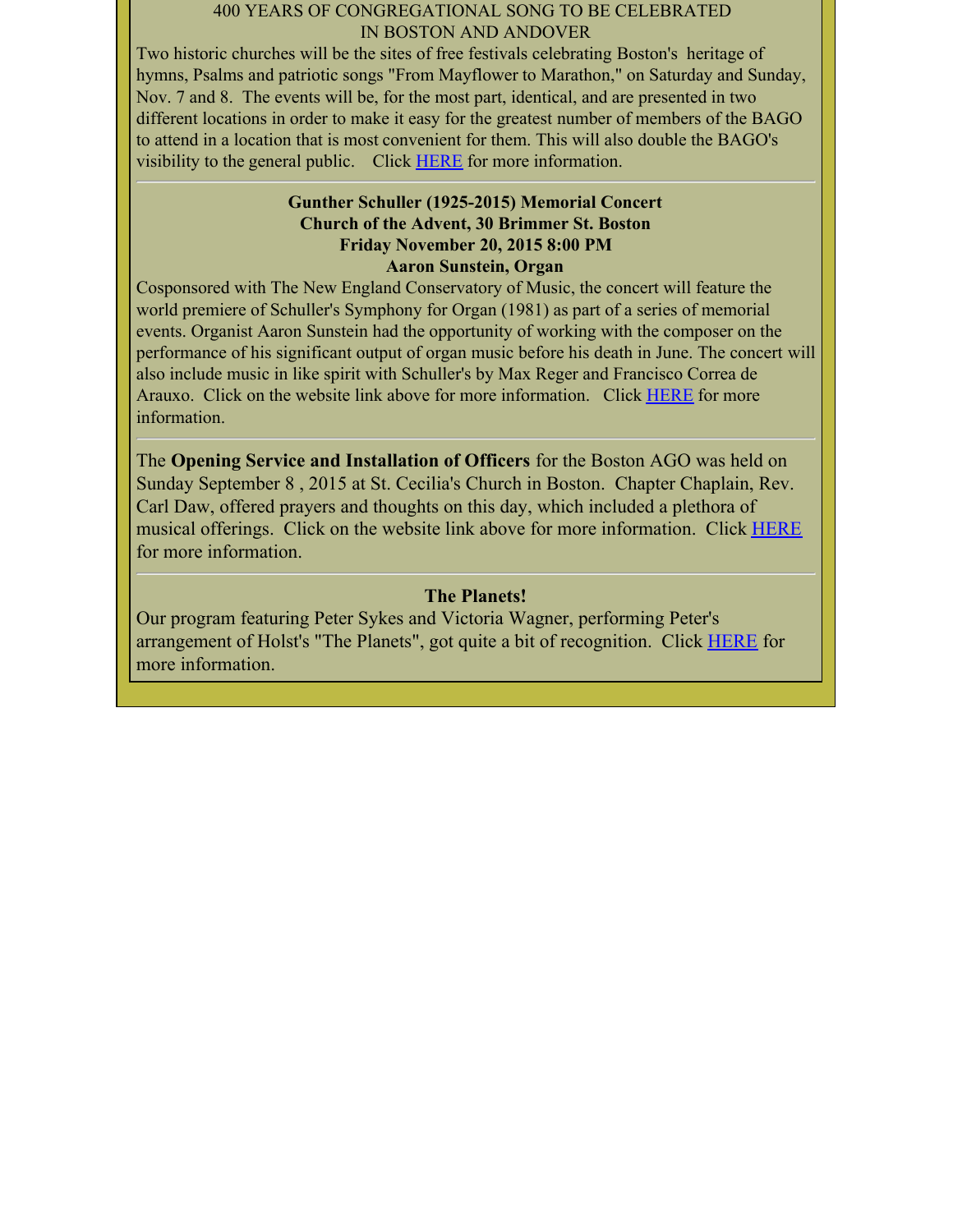400 YEARS OF CONGREGATIONAL SONG TO BE CELEBRATED IN BOSTON AND ANDOVER

Two historic churches will be the sites of free festivals celebrating Boston's heritage of hymns, Psalms and patriotic songs "From Mayflower to Marathon," on Saturday and Sunday, Nov. 7 and 8. The events will be, for the most part, identical, and are presented in two different locations in order to make it easy for the greatest number of members of the BAGO to attend in a location that is most convenient for them. This will also double the BAGO's visibility to the general public. Click HERE for more information.

---

**Gunther Schuller (1925-2015) Memorial Concert**
**Church of the Advent, 30 Brimmer St. Boston**
**Friday November 20, 2015 8:00 PM**
**Aaron Sunstein, Organ**

Cosponsored with The New England Conservatory of Music, the concert will feature the world premiere of Schuller's Symphony for Organ (1981) as part of a series of memorial events. Organist Aaron Sunstein had the opportunity of working with the composer on the performance of his significant output of organ music before his death in June. The concert will also include music in like spirit with Schuller's by Max Reger and Francisco Correa de Arauxo. Click on the website link above for more information. Click HERE for more information.

---

The **Opening Service and Installation of Officers** for the Boston AGO was held on Sunday September 8 , 2015 at St. Cecilia's Church in Boston. Chapter Chaplain, Rev. Carl Daw, offered prayers and thoughts on this day, which included a plethora of musical offerings. Click on the website link above for more information. Click HERE for more information.

---

**The Planets!**

Our program featuring Peter Sykes and Victoria Wagner, performing Peter's arrangement of Holst's "The Planets", got quite a bit of recognition. Click HERE for more information.